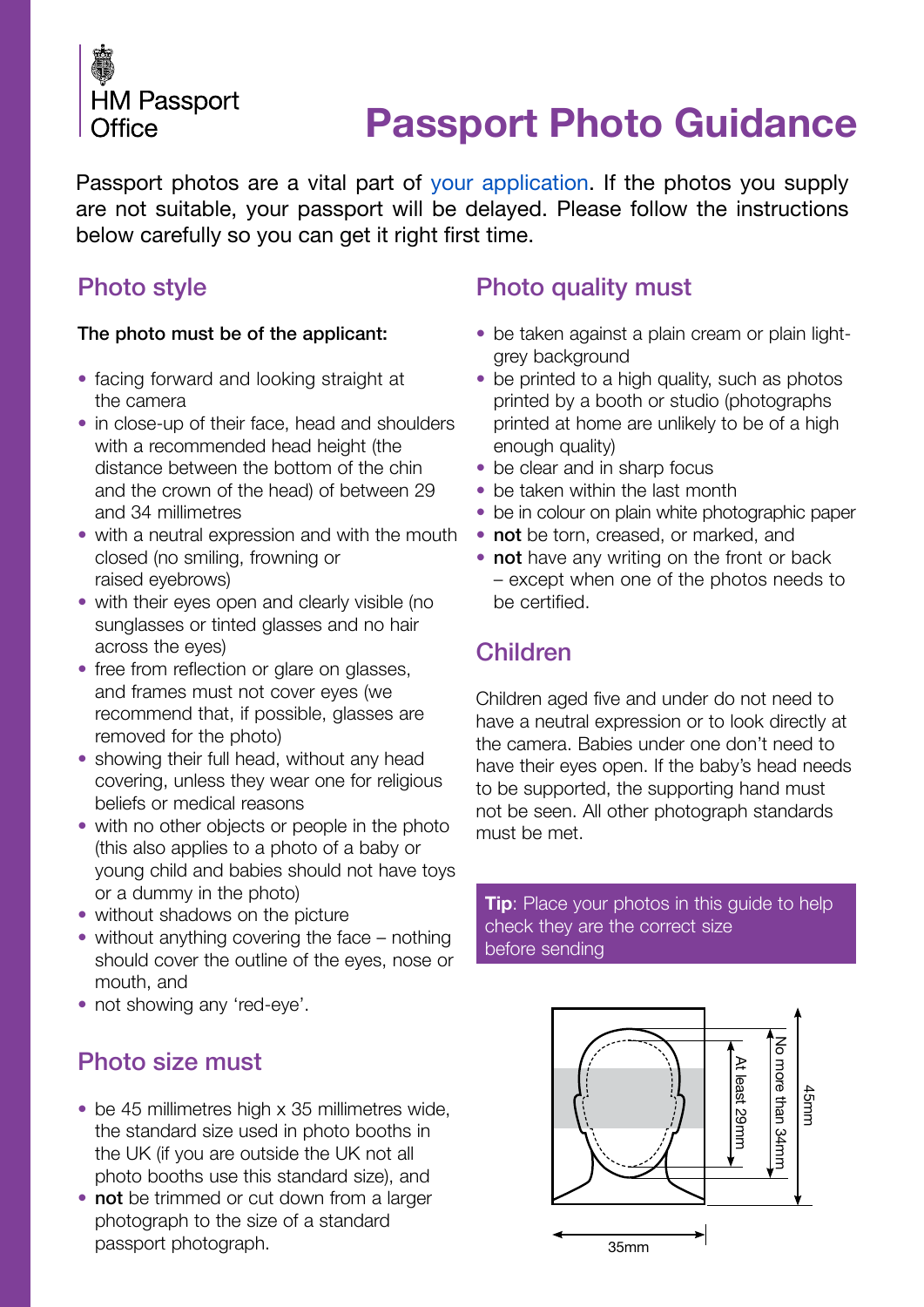HM Passport Office

# Passport Photo Guidance

Passport photos are a vital part of your application. If the photos you supply are not suitable, your passport will be delayed. Please follow the instructions below carefully so you can get it right first time.

## Photo style

**The photo must be of the applicant:**

- facing forward and looking straight at the camera
- in close-up of their face, head and shoulders with a recommended head height (the distance between the bottom of the chin and the crown of the head) of between 29 and 34 millimetres
- with a neutral expression and with the mouth closed (no smiling, frowning or raised eyebrows)
- with their eyes open and clearly visible (no sunglasses or tinted glasses and no hair across the eyes)
- free from reflection or glare on glasses, and frames must not cover eyes (we recommend that, if possible, glasses are removed for the photo)
- showing their full head, without any head covering, unless they wear one for religious beliefs or medical reasons
- with no other objects or people in the photo (this also applies to a photo of a baby or young child and babies should not have toys or a dummy in the photo)
- without shadows on the picture
- without anything covering the face – nothing should cover the outline of the eyes, nose or mouth, and
- not showing any 'red-eye'.

## Photo size must

- be 45 millimetres high x 35 millimetres wide, the standard size used in photo booths in the UK (if you are outside the UK not all photo booths use this standard size), and
- **not** be trimmed or cut down from a larger photograph to the size of a standard passport photograph.

## Photo quality must

- be taken against a plain cream or plain light-grey background
- be printed to a high quality, such as photos printed by a booth or studio (photographs printed at home are unlikely to be of a high enough quality)
- be clear and in sharp focus
- be taken within the last month
- be in colour on plain white photographic paper
- **not** be torn, creased, or marked, and
- **not** have any writing on the front or back – except when one of the photos needs to be certified.

## Children

Children aged five and under do not need to have a neutral expression or to look directly at the camera. Babies under one don't need to have their eyes open. If the baby's head needs to be supported, the supporting hand must not be seen. All other photograph standards must be met.

**Tip**: Place your photos in this guide to help check they are the correct size before sending

At least 29mm

No more than 34mm

45mm

35mm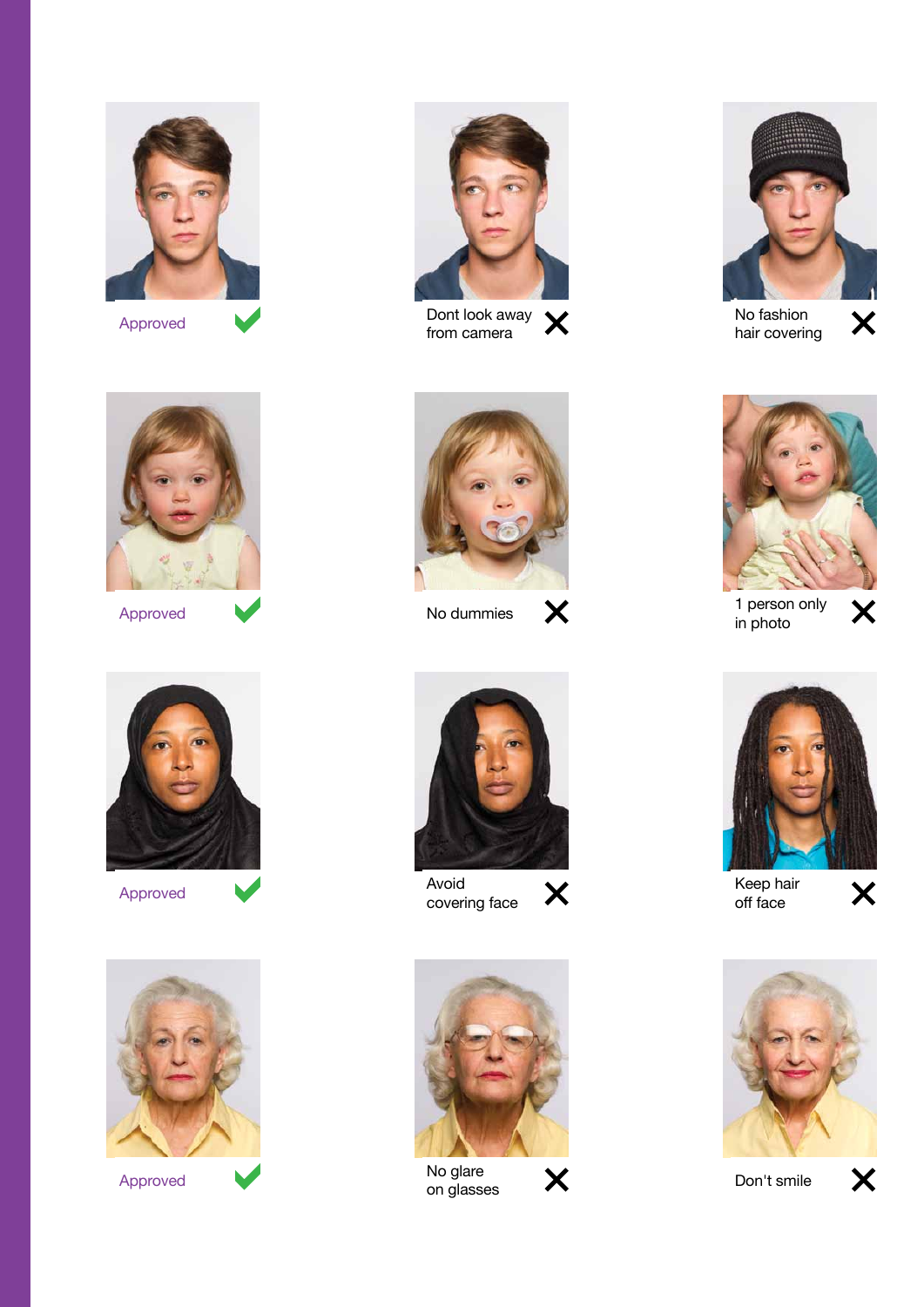Approved

Dont look away from camera

No fashion hair covering

Approved

No dummies

1 person only in photo

Approved

Avoid covering face

Keep hair off face

Approved

No glare on glasses

Don't smile